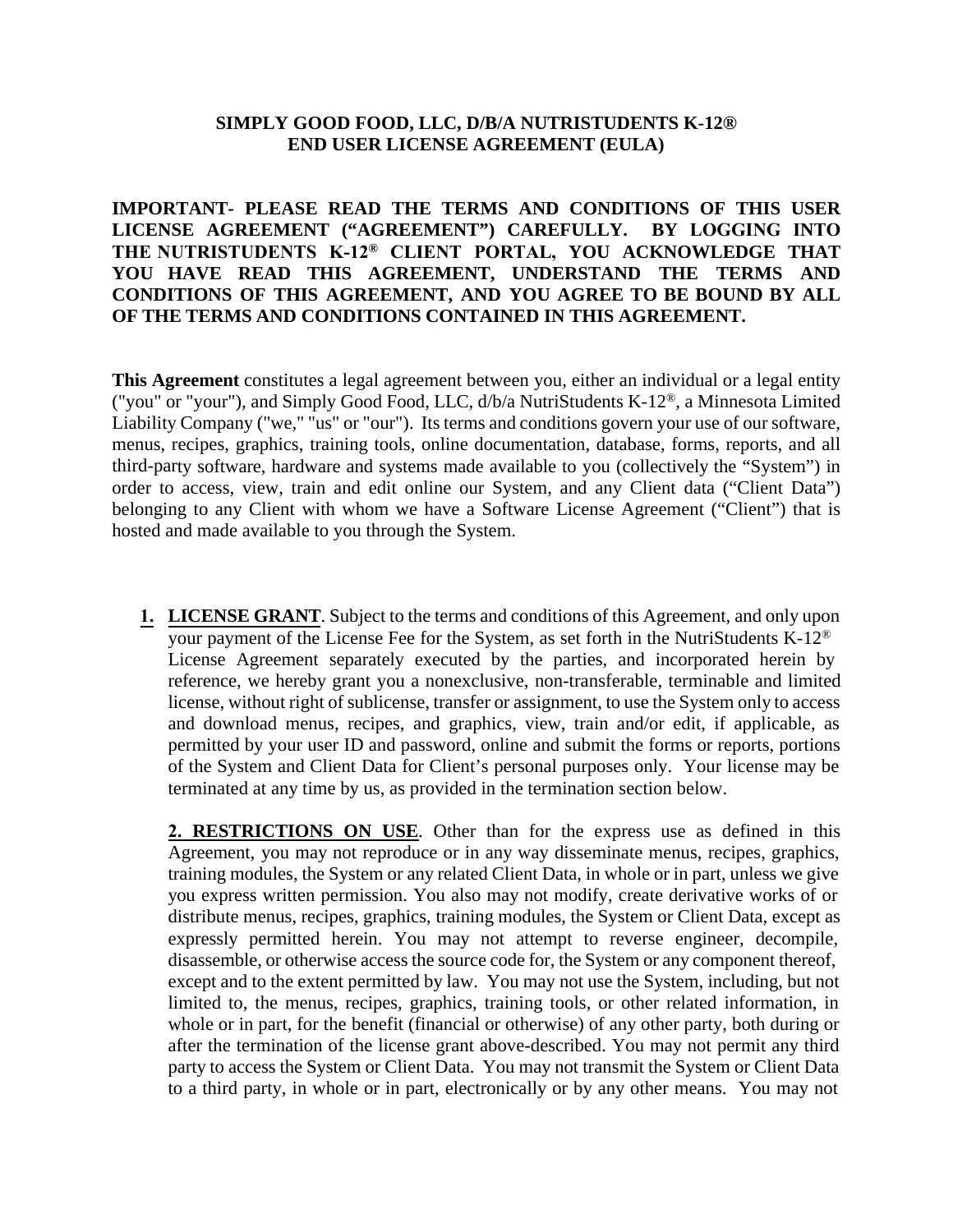**SIMPLY GOOD FOOD, LLC, D/B/A NUTRISTUDENTS K-12®**
**END USER LICENSE AGREEMENT (EULA)**

**IMPORTANT- PLEASE READ THE TERMS AND CONDITIONS OF THIS USER LICENSE AGREEMENT ("AGREEMENT") CAREFULLY. BY LOGGING INTO THE NUTRISTUDENTS K-12® CLIENT PORTAL, YOU ACKNOWLEDGE THAT YOU HAVE READ THIS AGREEMENT, UNDERSTAND THE TERMS AND CONDITIONS OF THIS AGREEMENT, AND YOU AGREE TO BE BOUND BY ALL OF THE TERMS AND CONDITIONS CONTAINED IN THIS AGREEMENT.**

**This Agreement** constitutes a legal agreement between you, either an individual or a legal entity ("you" or "your"), and Simply Good Food, LLC, d/b/a NutriStudents K-12®, a Minnesota Limited Liability Company ("we," "us" or "our"). Its terms and conditions govern your use of our software, menus, recipes, graphics, training tools, online documentation, database, forms, reports, and all third-party software, hardware and systems made available to you (collectively the "System") in order to access, view, train and edit online our System, and any Client data ("Client Data") belonging to any Client with whom we have a Software License Agreement ("Client") that is hosted and made available to you through the System.

1. **LICENSE GRANT**. Subject to the terms and conditions of this Agreement, and only upon your payment of the License Fee for the System, as set forth in the NutriStudents K-12® License Agreement separately executed by the parties, and incorporated herein by reference, we hereby grant you a nonexclusive, non-transferable, terminable and limited license, without right of sublicense, transfer or assignment, to use the System only to access and download menus, recipes, and graphics, view, train and/or edit, if applicable, as permitted by your user ID and password, online and submit the forms or reports, portions of the System and Client Data for Client's personal purposes only. Your license may be terminated at any time by us, as provided in the termination section below.

   **2. RESTRICTIONS ON USE**. Other than for the express use as defined in this Agreement, you may not reproduce or in any way disseminate menus, recipes, graphics, training modules, the System or any related Client Data, in whole or in part, unless we give you express written permission. You also may not modify, create derivative works of or distribute menus, recipes, graphics, training modules, the System or Client Data, except as expressly permitted herein. You may not attempt to reverse engineer, decompile, disassemble, or otherwise access the source code for, the System or any component thereof, except and to the extent permitted by law. You may not use the System, including, but not limited to, the menus, recipes, graphics, training tools, or other related information, in whole or in part, for the benefit (financial or otherwise) of any other party, both during or after the termination of the license grant above-described. You may not permit any third party to access the System or Client Data. You may not transmit the System or Client Data to a third party, in whole or in part, electronically or by any other means. You may not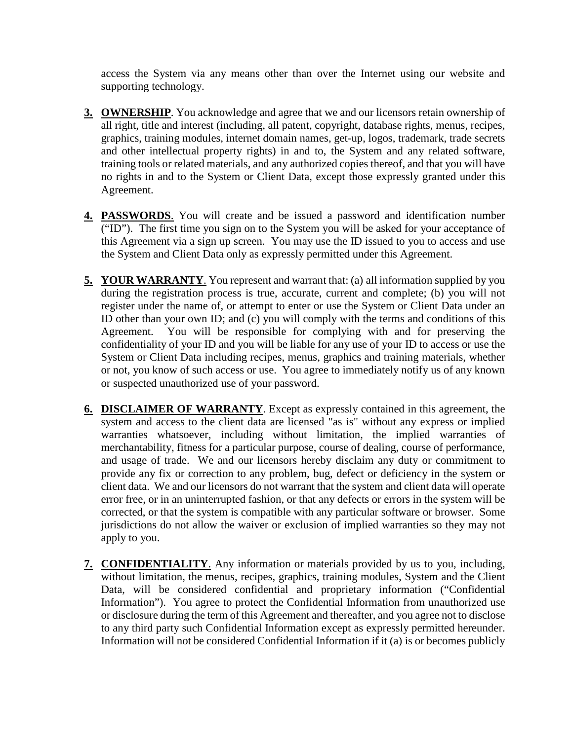access the System via any means other than over the Internet using our website and supporting technology.

3. **OWNERSHIP**. You acknowledge and agree that we and our licensors retain ownership of all right, title and interest (including, all patent, copyright, database rights, menus, recipes, graphics, training modules, internet domain names, get-up, logos, trademark, trade secrets and other intellectual property rights) in and to, the System and any related software, training tools or related materials, and any authorized copies thereof, and that you will have no rights in and to the System or Client Data, except those expressly granted under this Agreement.

4. **PASSWORDS**. You will create and be issued a password and identification number ("ID"). The first time you sign on to the System you will be asked for your acceptance of this Agreement via a sign up screen. You may use the ID issued to you to access and use the System and Client Data only as expressly permitted under this Agreement.

5. **YOUR WARRANTY**. You represent and warrant that: (a) all information supplied by you during the registration process is true, accurate, current and complete; (b) you will not register under the name of, or attempt to enter or use the System or Client Data under an ID other than your own ID; and (c) you will comply with the terms and conditions of this Agreement. You will be responsible for complying with and for preserving the confidentiality of your ID and you will be liable for any use of your ID to access or use the System or Client Data including recipes, menus, graphics and training materials, whether or not, you know of such access or use. You agree to immediately notify us of any known or suspected unauthorized use of your password.

6. **DISCLAIMER OF WARRANTY**. Except as expressly contained in this agreement, the system and access to the client data are licensed "as is" without any express or implied warranties whatsoever, including without limitation, the implied warranties of merchantability, fitness for a particular purpose, course of dealing, course of performance, and usage of trade. We and our licensors hereby disclaim any duty or commitment to provide any fix or correction to any problem, bug, defect or deficiency in the system or client data. We and our licensors do not warrant that the system and client data will operate error free, or in an uninterrupted fashion, or that any defects or errors in the system will be corrected, or that the system is compatible with any particular software or browser. Some jurisdictions do not allow the waiver or exclusion of implied warranties so they may not apply to you.

7. **CONFIDENTIALITY**. Any information or materials provided by us to you, including, without limitation, the menus, recipes, graphics, training modules, System and the Client Data, will be considered confidential and proprietary information ("Confidential Information"). You agree to protect the Confidential Information from unauthorized use or disclosure during the term of this Agreement and thereafter, and you agree not to disclose to any third party such Confidential Information except as expressly permitted hereunder. Information will not be considered Confidential Information if it (a) is or becomes publicly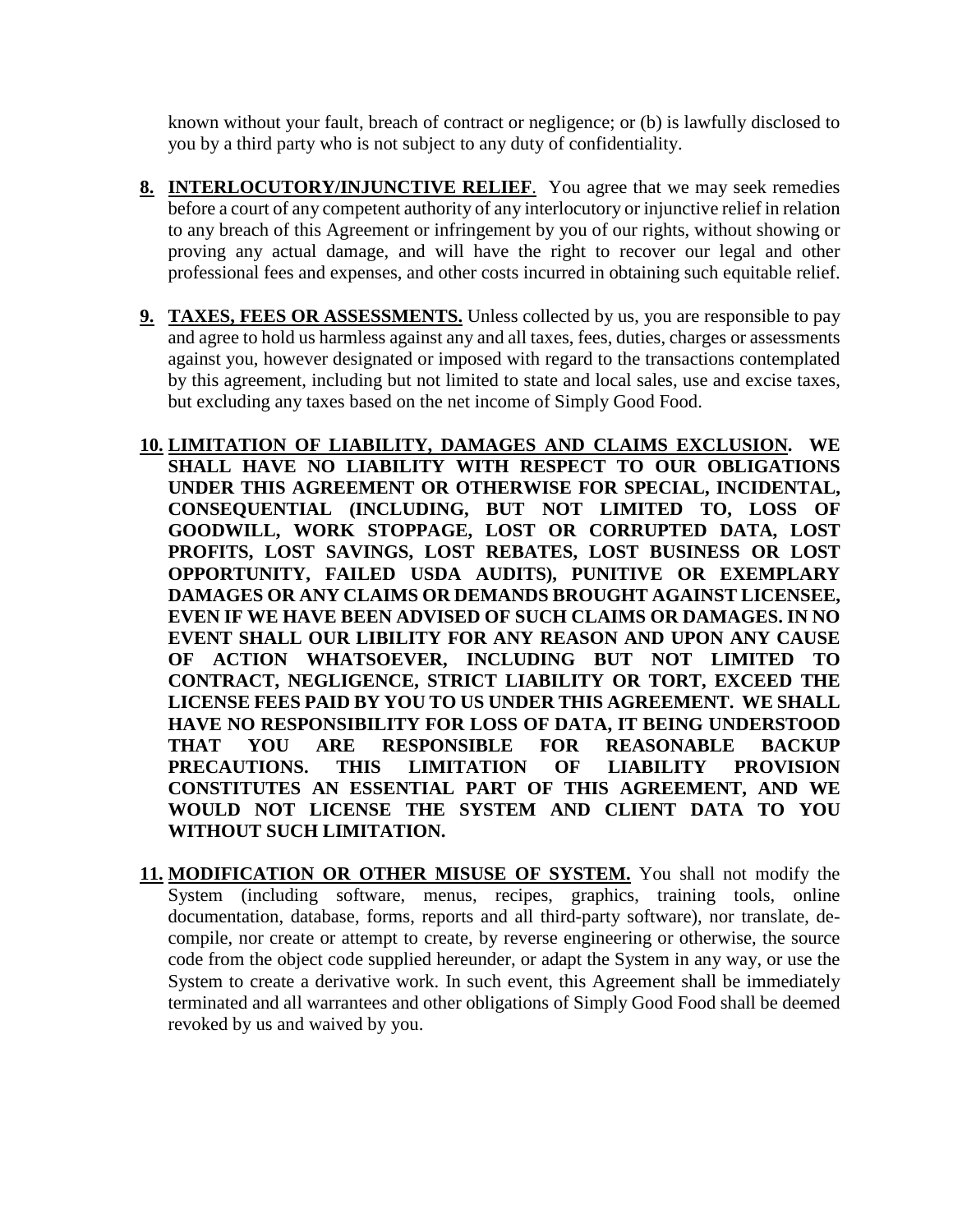known without your fault, breach of contract or negligence; or (b) is lawfully disclosed to you by a third party who is not subject to any duty of confidentiality.

8. **INTERLOCUTORY/INJUNCTIVE RELIEF**. You agree that we may seek remedies before a court of any competent authority of any interlocutory or injunctive relief in relation to any breach of this Agreement or infringement by you of our rights, without showing or proving any actual damage, and will have the right to recover our legal and other professional fees and expenses, and other costs incurred in obtaining such equitable relief.

9. **TAXES, FEES OR ASSESSMENTS.** Unless collected by us, you are responsible to pay and agree to hold us harmless against any and all taxes, fees, duties, charges or assessments against you, however designated or imposed with regard to the transactions contemplated by this agreement, including but not limited to state and local sales, use and excise taxes, but excluding any taxes based on the net income of Simply Good Food.

10. **LIMITATION OF LIABILITY, DAMAGES AND CLAIMS EXCLUSION. WE SHALL HAVE NO LIABILITY WITH RESPECT TO OUR OBLIGATIONS UNDER THIS AGREEMENT OR OTHERWISE FOR SPECIAL, INCIDENTAL, CONSEQUENTIAL (INCLUDING, BUT NOT LIMITED TO, LOSS OF GOODWILL, WORK STOPPAGE, LOST OR CORRUPTED DATA, LOST PROFITS, LOST SAVINGS, LOST REBATES, LOST BUSINESS OR LOST OPPORTUNITY, FAILED USDA AUDITS), PUNITIVE OR EXEMPLARY DAMAGES OR ANY CLAIMS OR DEMANDS BROUGHT AGAINST LICENSEE, EVEN IF WE HAVE BEEN ADVISED OF SUCH CLAIMS OR DAMAGES. IN NO EVENT SHALL OUR LIBILITY FOR ANY REASON AND UPON ANY CAUSE OF ACTION WHATSOEVER, INCLUDING BUT NOT LIMITED TO CONTRACT, NEGLIGENCE, STRICT LIABILITY OR TORT, EXCEED THE LICENSE FEES PAID BY YOU TO US UNDER THIS AGREEMENT. WE SHALL HAVE NO RESPONSIBILITY FOR LOSS OF DATA, IT BEING UNDERSTOOD THAT YOU ARE RESPONSIBLE FOR REASONABLE BACKUP PRECAUTIONS. THIS LIMITATION OF LIABILITY PROVISION CONSTITUTES AN ESSENTIAL PART OF THIS AGREEMENT, AND WE WOULD NOT LICENSE THE SYSTEM AND CLIENT DATA TO YOU WITHOUT SUCH LIMITATION.**

11. **MODIFICATION OR OTHER MISUSE OF SYSTEM.** You shall not modify the System (including software, menus, recipes, graphics, training tools, online documentation, database, forms, reports and all third-party software), nor translate, de-compile, nor create or attempt to create, by reverse engineering or otherwise, the source code from the object code supplied hereunder, or adapt the System in any way, or use the System to create a derivative work. In such event, this Agreement shall be immediately terminated and all warrantees and other obligations of Simply Good Food shall be deemed revoked by us and waived by you.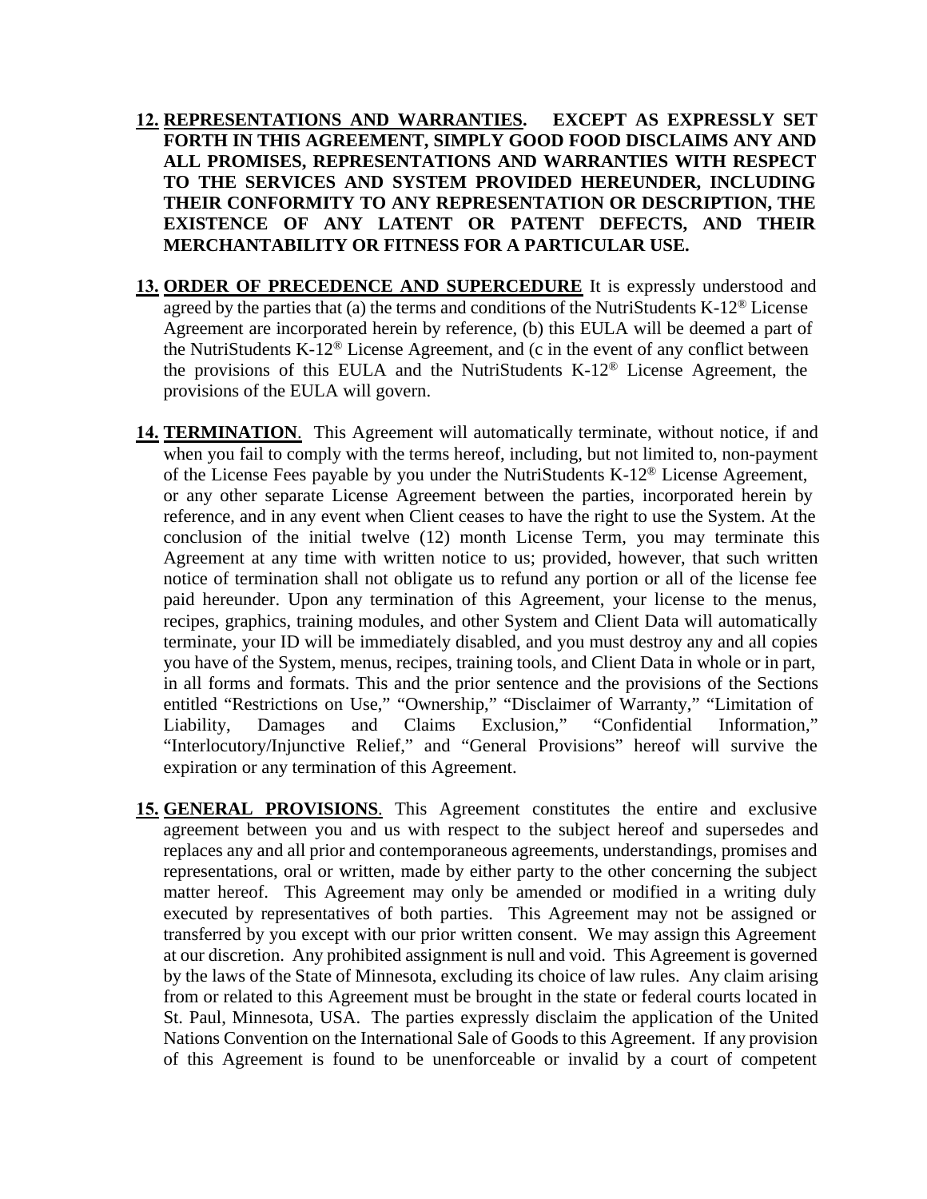12. **<u>REPRESENTATIONS AND WARRANTIES</u>. EXCEPT AS EXPRESSLY SET FORTH IN THIS AGREEMENT, SIMPLY GOOD FOOD DISCLAIMS ANY AND ALL PROMISES, REPRESENTATIONS AND WARRANTIES WITH RESPECT TO THE SERVICES AND SYSTEM PROVIDED HEREUNDER, INCLUDING THEIR CONFORMITY TO ANY REPRESENTATION OR DESCRIPTION, THE EXISTENCE OF ANY LATENT OR PATENT DEFECTS, AND THEIR MERCHANTABILITY OR FITNESS FOR A PARTICULAR USE.**

13. **<u>ORDER OF PRECEDENCE AND SUPERCEDURE</u>** It is expressly understood and agreed by the parties that (a) the terms and conditions of the NutriStudents K-12® License Agreement are incorporated herein by reference, (b) this EULA will be deemed a part of the NutriStudents K-12® License Agreement, and (c in the event of any conflict between the provisions of this EULA and the NutriStudents K-12® License Agreement, the provisions of the EULA will govern.

14. **<u>TERMINATION</u>**. This Agreement will automatically terminate, without notice, if and when you fail to comply with the terms hereof, including, but not limited to, non-payment of the License Fees payable by you under the NutriStudents K-12® License Agreement, or any other separate License Agreement between the parties, incorporated herein by reference, and in any event when Client ceases to have the right to use the System. At the conclusion of the initial twelve (12) month License Term, you may terminate this Agreement at any time with written notice to us; provided, however, that such written notice of termination shall not obligate us to refund any portion or all of the license fee paid hereunder. Upon any termination of this Agreement, your license to the menus, recipes, graphics, training modules, and other System and Client Data will automatically terminate, your ID will be immediately disabled, and you must destroy any and all copies you have of the System, menus, recipes, training tools, and Client Data in whole or in part, in all forms and formats. This and the prior sentence and the provisions of the Sections entitled "Restrictions on Use," "Ownership," "Disclaimer of Warranty," "Limitation of Liability, Damages and Claims Exclusion," "Confidential Information," "Interlocutory/Injunctive Relief," and "General Provisions" hereof will survive the expiration or any termination of this Agreement.

15. **<u>GENERAL PROVISIONS</u>**. This Agreement constitutes the entire and exclusive agreement between you and us with respect to the subject hereof and supersedes and replaces any and all prior and contemporaneous agreements, understandings, promises and representations, oral or written, made by either party to the other concerning the subject matter hereof. This Agreement may only be amended or modified in a writing duly executed by representatives of both parties. This Agreement may not be assigned or transferred by you except with our prior written consent. We may assign this Agreement at our discretion. Any prohibited assignment is null and void. This Agreement is governed by the laws of the State of Minnesota, excluding its choice of law rules. Any claim arising from or related to this Agreement must be brought in the state or federal courts located in St. Paul, Minnesota, USA. The parties expressly disclaim the application of the United Nations Convention on the International Sale of Goods to this Agreement. If any provision of this Agreement is found to be unenforceable or invalid by a court of competent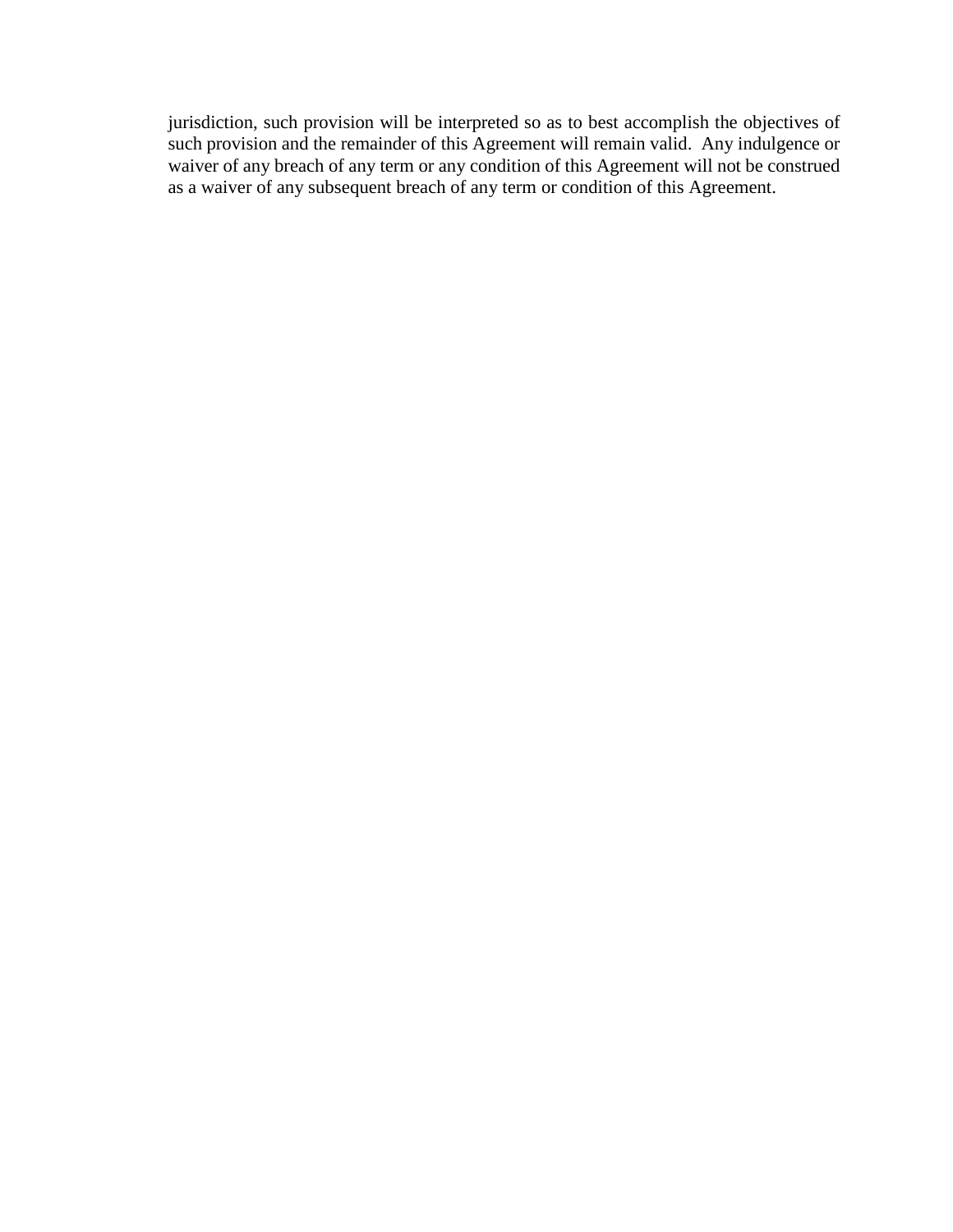jurisdiction, such provision will be interpreted so as to best accomplish the objectives of such provision and the remainder of this Agreement will remain valid. Any indulgence or waiver of any breach of any term or any condition of this Agreement will not be construed as a waiver of any subsequent breach of any term or condition of this Agreement.